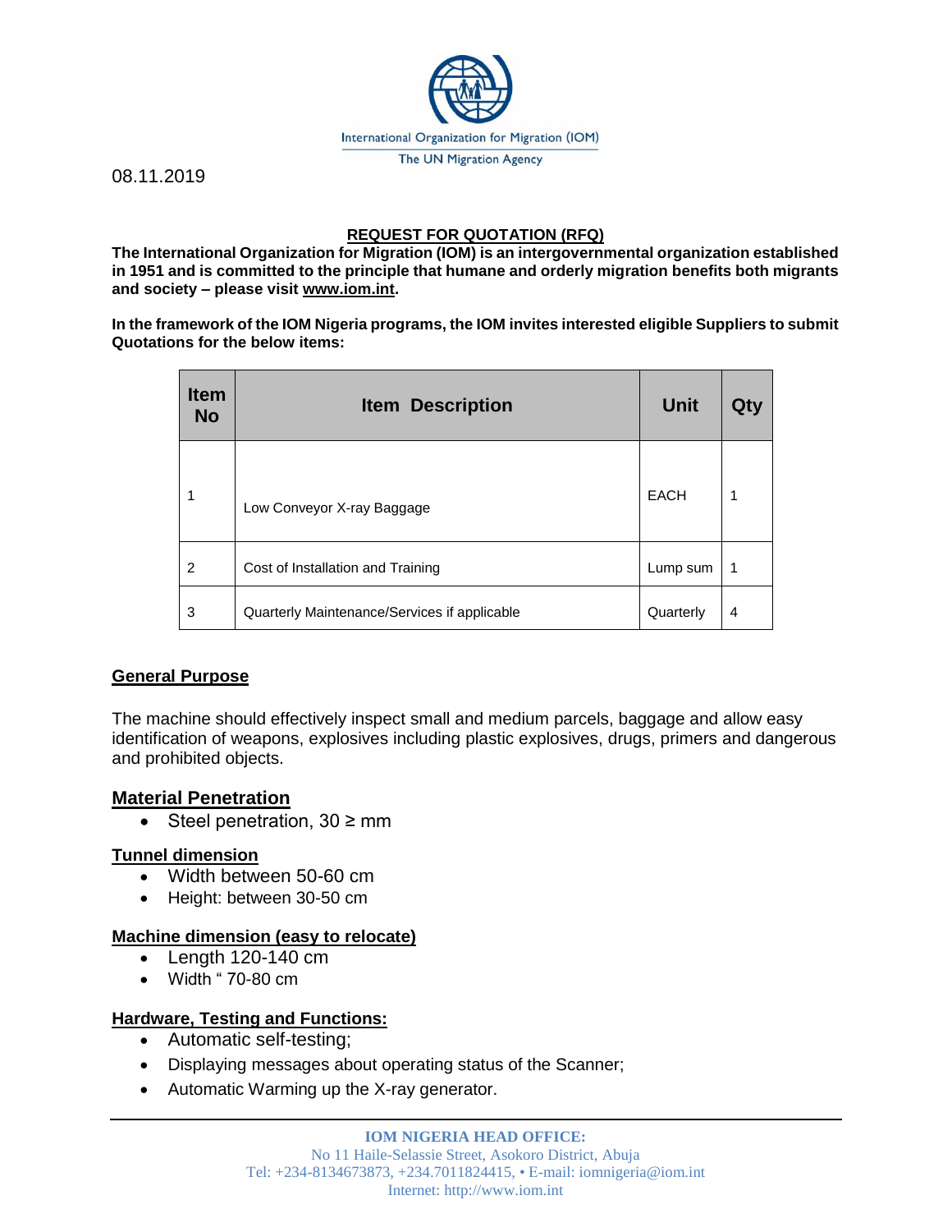International Organization for Migration (IOM)
The UN Migration Agency

08.11.2019

## REQUEST FOR QUOTATION (RFQ)

**The International Organization for Migration (IOM) is an intergovernmental organization established in 1951 and is committed to the principle that humane and orderly migration benefits both migrants and society – please visit www.iom.int.**

**In the framework of the IOM Nigeria programs, the IOM invites interested eligible Suppliers to submit Quotations for the below items:**

| Item No | Item Description | Unit | Qty |
|---|---|---|---|
| 1 | Low Conveyor X-ray Baggage | EACH | 1 |
| 2 | Cost of Installation and Training | Lump sum | 1 |
| 3 | Quarterly Maintenance/Services if applicable | Quarterly | 4 |

### General Purpose

The machine should effectively inspect small and medium parcels, baggage and allow easy identification of weapons, explosives including plastic explosives, drugs, primers and dangerous and prohibited objects.

### Material Penetration

- Steel penetration, 30 ≥ mm

### Tunnel dimension

- Width between 50-60 cm
- Height: between 30-50 cm

### Machine dimension (easy to relocate)

- Length 120-140 cm
- Width " 70-80 cm

### Hardware, Testing and Functions:

- Automatic self-testing;
- Displaying messages about operating status of the Scanner;
- Automatic Warming up the X-ray generator.

**IOM NIGERIA HEAD OFFICE:**
No 11 Haile-Selassie Street, Asokoro District, Abuja
Tel: +234-8134673873, +234.7011824415, • E-mail: iomnigeria@iom.int
Internet: http://www.iom.int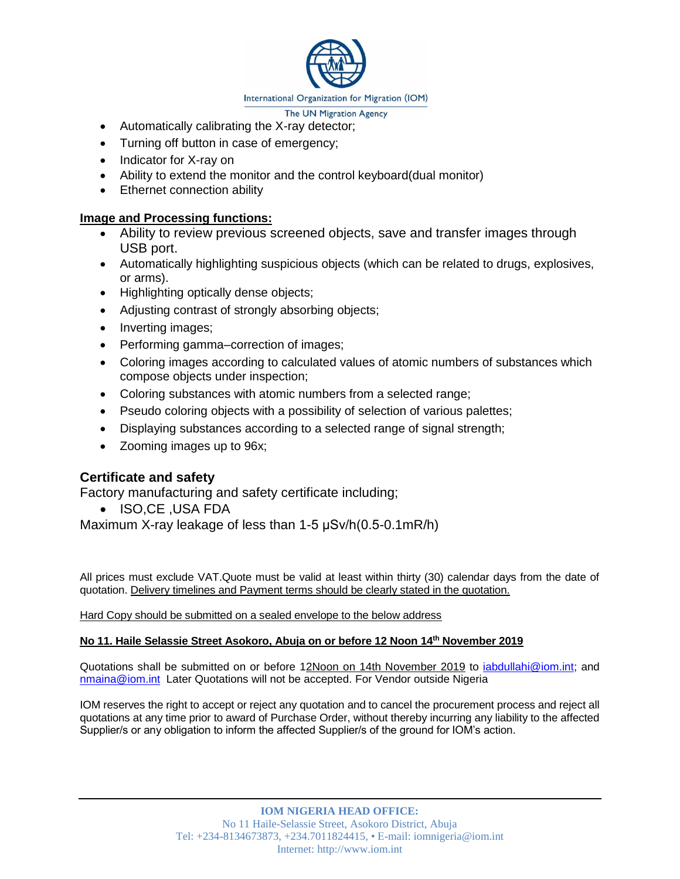- Automatically calibrating the X-ray detector;
- Turning off button in case of emergency;
- Indicator for X-ray on
- Ability to extend the monitor and the control keyboard(dual monitor)
- Ethernet connection ability

**Image and Processing functions:**

- Ability to review previous screened objects, save and transfer images through USB port.
- Automatically highlighting suspicious objects (which can be related to drugs, explosives, or arms).
- Highlighting optically dense objects;
- Adjusting contrast of strongly absorbing objects;
- Inverting images;
- Performing gamma–correction of images;
- Coloring images according to calculated values of atomic numbers of substances which compose objects under inspection;
- Coloring substances with atomic numbers from a selected range;
- Pseudo coloring objects with a possibility of selection of various palettes;
- Displaying substances according to a selected range of signal strength;
- Zooming images up to 96x;

## Certificate and safety

Factory manufacturing and safety certificate including;

- ISO,CE ,USA FDA

Maximum X-ray leakage of less than 1-5 μSv/h(0.5-0.1mR/h)

All prices must exclude VAT.Quote must be valid at least within thirty (30) calendar days from the date of quotation. Delivery timelines and Payment terms should be clearly stated in the quotation.

Hard Copy should be submitted on a sealed envelope to the below address

**No 11. Haile Selassie Street Asokoro, Abuja on or before 12 Noon 14th November 2019**

Quotations shall be submitted on or before 12Noon on 14th November 2019 to iabdullahi@iom.int; and nmaina@iom.int Later Quotations will not be accepted. For Vendor outside Nigeria

IOM reserves the right to accept or reject any quotation and to cancel the procurement process and reject all quotations at any time prior to award of Purchase Order, without thereby incurring any liability to the affected Supplier/s or any obligation to inform the affected Supplier/s of the ground for IOM's action.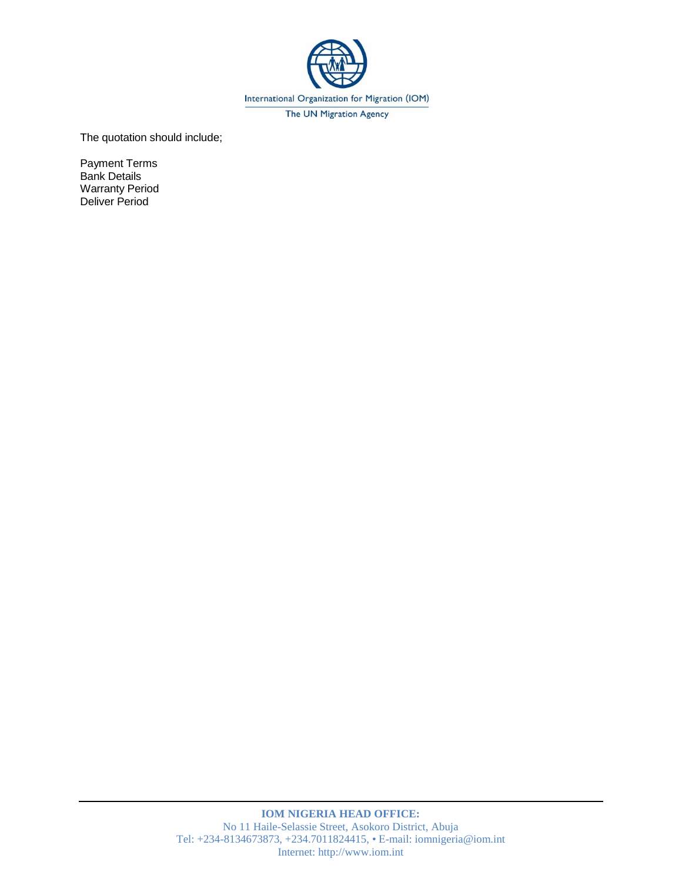The quotation should include;

Payment Terms
Bank Details
Warranty Period
Deliver Period